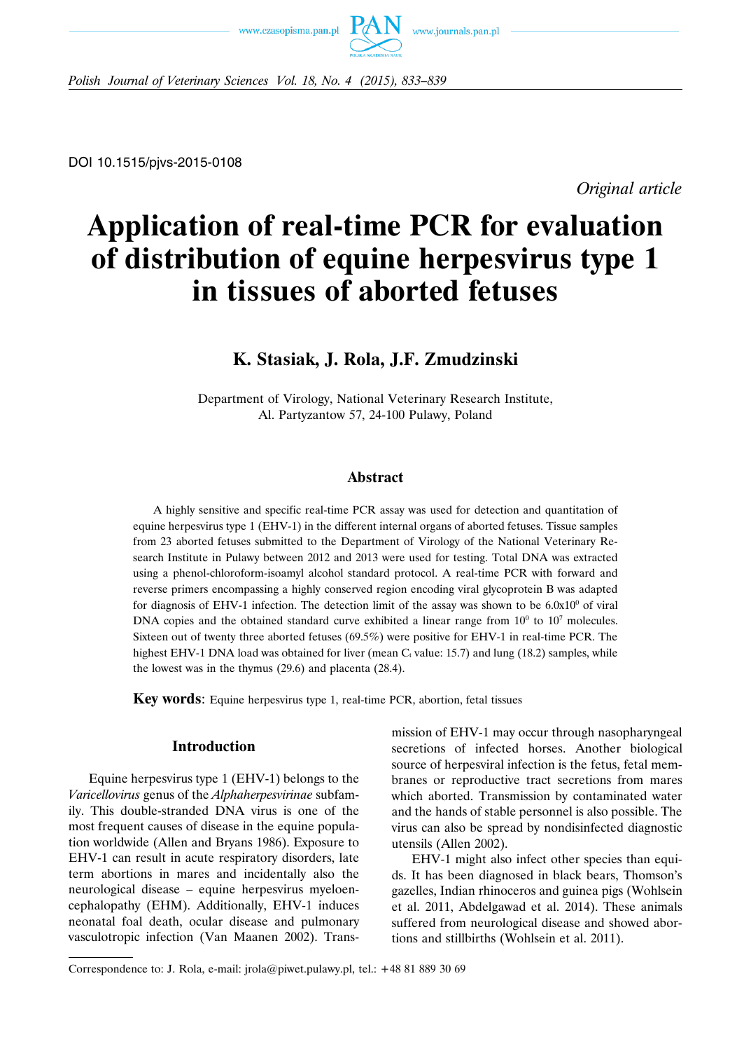DOI 10.1515/pjvs-2015-0108

*Original article*

# Application of real-time PCR for evaluation of distribution of equine herpesvirus type 1 in tissues of aborted fetuses

## K. Stasiak, J. Rola, J.F. Zmudzinski

Department of Virology, National Veterinary Research Institute, Al. Partyzantow 57, 24-100 Pulawy, Poland

### Abstract

A highly sensitive and specific real-time PCR assay was used for detection and quantitation of equine herpesvirus type 1 (EHV-1) in the different internal organs of aborted fetuses. Tissue samples from 23 aborted fetuses submitted to the Department of Virology of the National Veterinary Research Institute in Pulawy between 2012 and 2013 were used for testing. Total DNA was extracted using a phenol-chloroform-isoamyl alcohol standard protocol. A real-time PCR with forward and reverse primers encompassing a highly conserved region encoding viral glycoprotein B was adapted for diagnosis of EHV-1 infection. The detection limit of the assay was shown to be $6.0 \times 10^0$ of viral DNA copies and the obtained standard curve exhibited a linear range from $10^0$ to $10^7$ molecules. Sixteen out of twenty three aborted fetuses (69.5%) were positive for EHV-1 in real-time PCR. The highest EHV-1 DNA load was obtained for liver (mean $C_t$ value: 15.7) and lung (18.2) samples, while the lowest was in the thymus (29.6) and placenta (28.4).

**Key words**: Equine herpesvirus type 1, real-time PCR, abortion, fetal tissues

### Introduction

Equine herpesvirus type 1 (EHV-1) belongs to the *Varicellovirus* genus of the *Alphaherpesvirinae* subfamily. This double-stranded DNA virus is one of the most frequent causes of disease in the equine population worldwide (Allen and Bryans 1986). Exposure to EHV-1 can result in acute respiratory disorders, late term abortions in mares and incidentally also the neurological disease – equine herpesvirus myeloencephalopathy (EHM). Additionally, EHV-1 induces neonatal foal death, ocular disease and pulmonary vasculotropic infection (Van Maanen 2002). Transmission of EHV-1 may occur through nasopharyngeal secretions of infected horses. Another biological source of herpesviral infection is the fetus, fetal membranes or reproductive tract secretions from mares which aborted. Transmission by contaminated water and the hands of stable personnel is also possible. The virus can also be spread by nondisinfected diagnostic utensils (Allen 2002).

EHV-1 might also infect other species than equids. It has been diagnosed in black bears, Thomson's gazelles, Indian rhinoceros and guinea pigs (Wohlsein et al. 2011, Abdelgawad et al. 2014). These animals suffered from neurological disease and showed abortions and stillbirths (Wohlsein et al. 2011).

Correspondence to: J. Rola, e-mail: jrola@piwet.pulawy.pl, tel.: +48 81 889 30 69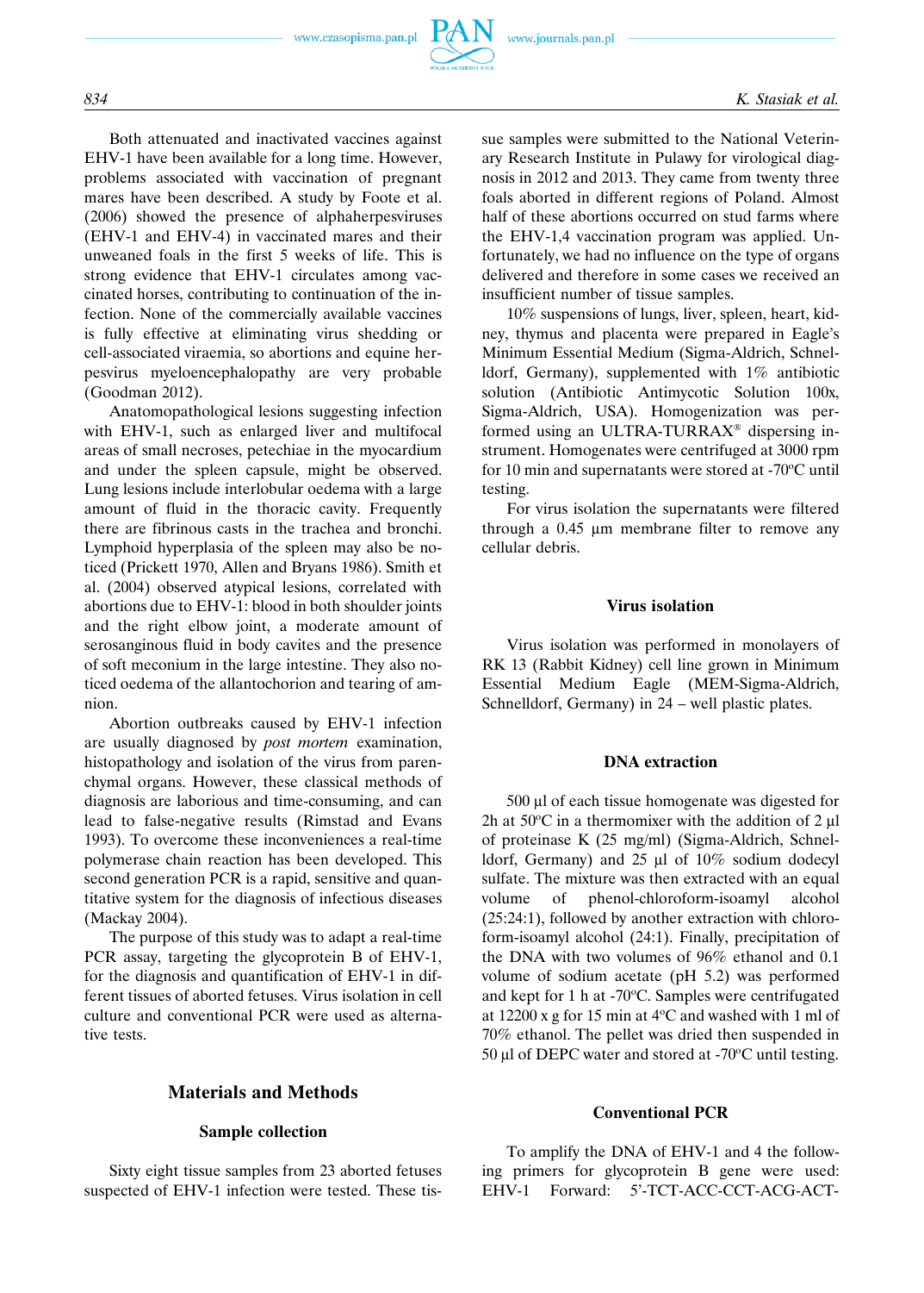Both attenuated and inactivated vaccines against EHV-1 have been available for a long time. However, problems associated with vaccination of pregnant mares have been described. A study by Foote et al. (2006) showed the presence of alphaherpesviruses (EHV-1 and EHV-4) in vaccinated mares and their unweaned foals in the first 5 weeks of life. This is strong evidence that EHV-1 circulates among vaccinated horses, contributing to continuation of the infection. None of the commercially available vaccines is fully effective at eliminating virus shedding or cell-associated viraemia, so abortions and equine herpesvirus myeloencephalopathy are very probable (Goodman 2012).

Anatomopathological lesions suggesting infection with EHV-1, such as enlarged liver and multifocal areas of small necroses, petechiae in the myocardium and under the spleen capsule, might be observed. Lung lesions include interlobular oedema with a large amount of fluid in the thoracic cavity. Frequently there are fibrinous casts in the trachea and bronchi. Lymphoid hyperplasia of the spleen may also be noticed (Prickett 1970, Allen and Bryans 1986). Smith et al. (2004) observed atypical lesions, correlated with abortions due to EHV-1: blood in both shoulder joints and the right elbow joint, a moderate amount of serosanginous fluid in body cavites and the presence of soft meconium in the large intestine. They also noticed oedema of the allantochorion and tearing of amnion.

Abortion outbreaks caused by EHV-1 infection are usually diagnosed by *post mortem* examination, histopathology and isolation of the virus from parenchymal organs. However, these classical methods of diagnosis are laborious and time-consuming, and can lead to false-negative results (Rimstad and Evans 1993). To overcome these inconveniences a real-time polymerase chain reaction has been developed. This second generation PCR is a rapid, sensitive and quantitative system for the diagnosis of infectious diseases (Mackay 2004).

The purpose of this study was to adapt a real-time PCR assay, targeting the glycoprotein B of EHV-1, for the diagnosis and quantification of EHV-1 in different tissues of aborted fetuses. Virus isolation in cell culture and conventional PCR were used as alternative tests.

## Materials and Methods

### Sample collection

Sixty eight tissue samples from 23 aborted fetuses suspected of EHV-1 infection were tested. These tissue samples were submitted to the National Veterinary Research Institute in Pulawy for virological diagnosis in 2012 and 2013. They came from twenty three foals aborted in different regions of Poland. Almost half of these abortions occurred on stud farms where the EHV-1,4 vaccination program was applied. Unfortunately, we had no influence on the type of organs delivered and therefore in some cases we received an insufficient number of tissue samples.

10% suspensions of lungs, liver, spleen, heart, kidney, thymus and placenta were prepared in Eagle's Minimum Essential Medium (Sigma-Aldrich, Schnelldorf, Germany), supplemented with 1% antibiotic solution (Antibiotic Antimycotic Solution 100x, Sigma-Aldrich, USA). Homogenization was performed using an ULTRA-TURRAX® dispersing instrument. Homogenates were centrifuged at 3000 rpm for 10 min and supernatants were stored at -70°C until testing.

For virus isolation the supernatants were filtered through a 0.45 µm membrane filter to remove any cellular debris.

### Virus isolation

Virus isolation was performed in monolayers of RK 13 (Rabbit Kidney) cell line grown in Minimum Essential Medium Eagle (MEM-Sigma-Aldrich, Schnelldorf, Germany) in 24 – well plastic plates.

### DNA extraction

500 µl of each tissue homogenate was digested for 2h at 50°C in a thermomixer with the addition of 2 µl of proteinase K (25 mg/ml) (Sigma-Aldrich, Schnelldorf, Germany) and 25 µl of 10% sodium dodecyl sulfate. The mixture was then extracted with an equal volume of phenol-chloroform-isoamyl alcohol (25:24:1), followed by another extraction with chloroform-isoamyl alcohol (24:1). Finally, precipitation of the DNA with two volumes of 96% ethanol and 0.1 volume of sodium acetate (pH 5.2) was performed and kept for 1 h at -70°C. Samples were centrifugated at 12200 x g for 15 min at 4°C and washed with 1 ml of 70% ethanol. The pellet was dried then suspended in 50 µl of DEPC water and stored at -70°C until testing.

### Conventional PCR

To amplify the DNA of EHV-1 and 4 the following primers for glycoprotein B gene were used: EHV-1 Forward: 5'-TCT-ACC-CCT-ACG-ACT-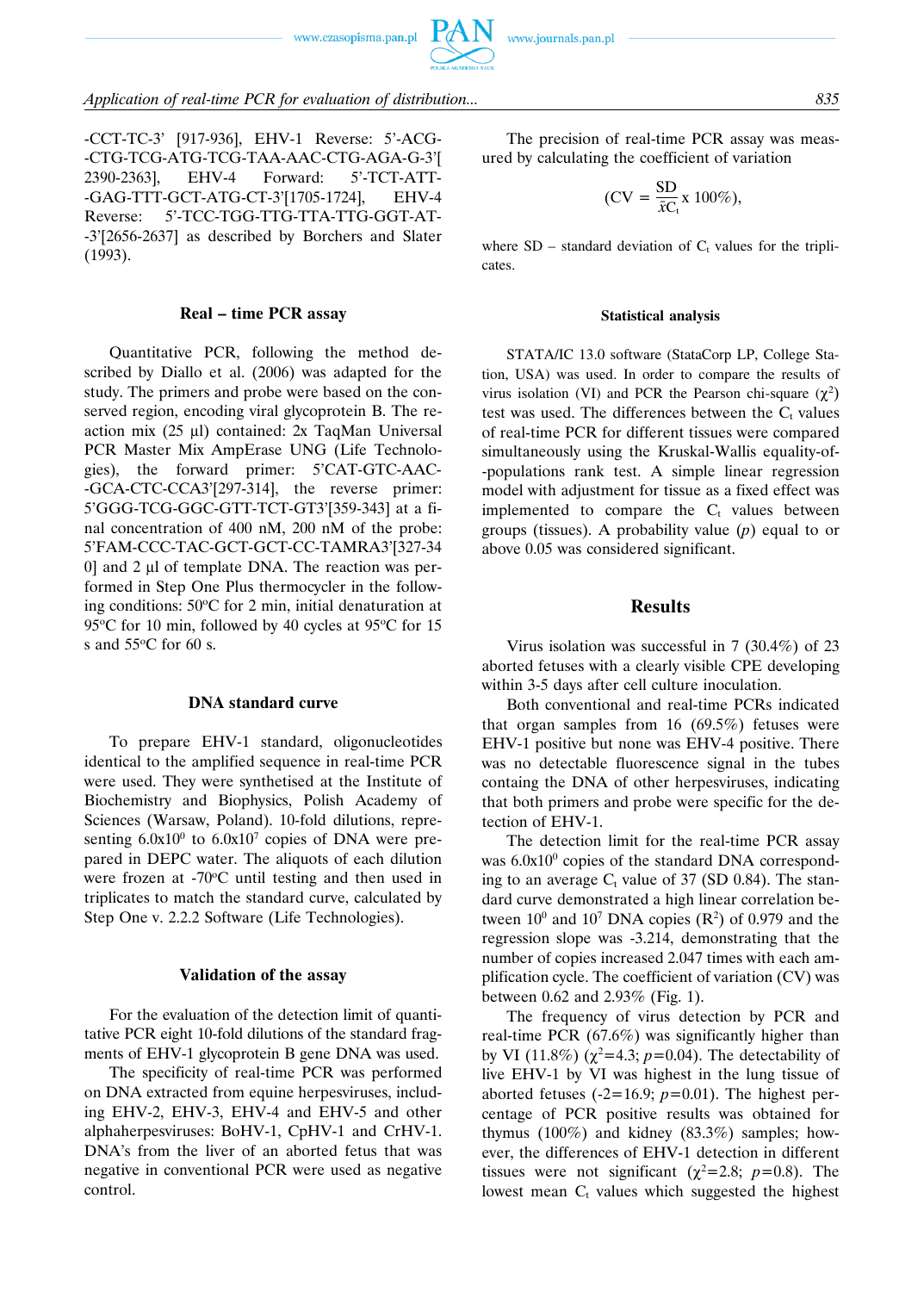-CCT-TC-3' [917-936], EHV-1 Reverse: 5'-ACG-CTG-TCG-ATG-TCG-TAA-AAC-CTG-AGA-G-3'[2390-2363], EHV-4 Forward: 5'-TCT-ATT-GAG-TTT-GCT-ATG-CT-3'[1705-1724], EHV-4 Reverse: 5'-TCC-TGG-TTG-TTA-TTG-GGT-AT-3'[2656-2637] as described by Borchers and Slater (1993).

### Real – time PCR assay

Quantitative PCR, following the method described by Diallo et al. (2006) was adapted for the study. The primers and probe were based on the conserved region, encoding viral glycoprotein B. The reaction mix (25 µl) contained: 2x TaqMan Universal PCR Master Mix AmpErase UNG (Life Technologies), the forward primer: 5'CAT-GTC-AAC-GCA-CTC-CCA3'[297-314], the reverse primer: 5'GGG-TCG-GGC-GTT-TCT-GT3'[359-343] at a final concentration of 400 nM, 200 nM of the probe: 5'FAM-CCC-TAC-GCT-GCT-CC-TAMRA3'[327-340] and 2 µl of template DNA. The reaction was performed in Step One Plus thermocycler in the following conditions: 50°C for 2 min, initial denaturation at 95°C for 10 min, followed by 40 cycles at 95°C for 15 s and 55°C for 60 s.

### DNA standard curve

To prepare EHV-1 standard, oligonucleotides identical to the amplified sequence in real-time PCR were used. They were synthetised at the Institute of Biochemistry and Biophysics, Polish Academy of Sciences (Warsaw, Poland). 10-fold dilutions, representing $6.0 \times 10^0$ to $6.0 \times 10^7$ copies of DNA were prepared in DEPC water. The aliquots of each dilution were frozen at -70°C until testing and then used in triplicates to match the standard curve, calculated by Step One v. 2.2.2 Software (Life Technologies).

### Validation of the assay

For the evaluation of the detection limit of quantitative PCR eight 10-fold dilutions of the standard fragments of EHV-1 glycoprotein B gene DNA was used.

The specificity of real-time PCR was performed on DNA extracted from equine herpesviruses, including EHV-2, EHV-3, EHV-4 and EHV-5 and other alphaherpesviruses: BoHV-1, CpHV-1 and CrHV-1. DNA's from the liver of an aborted fetus that was negative in conventional PCR were used as negative control.

The precision of real-time PCR assay was measured by calculating the coefficient of variation

$$(\text{CV} = \frac{\text{SD}}{\bar{x}\text{C}_t} \text{ x } 100\%),$$

where SD – standard deviation of $C_t$ values for the triplicates.

### Statistical analysis

STATA/IC 13.0 software (StataCorp LP, College Station, USA) was used. In order to compare the results of virus isolation (VI) and PCR the Pearson chi-square ($\chi^2$) test was used. The differences between the $C_t$ values of real-time PCR for different tissues were compared simultaneously using the Kruskal-Wallis equality-of-populations rank test. A simple linear regression model with adjustment for tissue as a fixed effect was implemented to compare the $C_t$ values between groups (tissues). A probability value (*p*) equal to or above 0.05 was considered significant.

## Results

Virus isolation was successful in 7 (30.4%) of 23 aborted fetuses with a clearly visible CPE developing within 3-5 days after cell culture inoculation.

Both conventional and real-time PCRs indicated that organ samples from 16 (69.5%) fetuses were EHV-1 positive but none was EHV-4 positive. There was no detectable fluorescence signal in the tubes containg the DNA of other herpesviruses, indicating that both primers and probe were specific for the detection of EHV-1.

The detection limit for the real-time PCR assay was $6.0 \times 10^0$ copies of the standard DNA corresponding to an average $C_t$ value of 37 (SD 0.84). The standard curve demonstrated a high linear correlation between $10^0$ and $10^7$ DNA copies ($R^2$) of 0.979 and the regression slope was -3.214, demonstrating that the number of copies increased 2.047 times with each amplification cycle. The coefficient of variation (CV) was between 0.62 and 2.93% (Fig. 1).

The frequency of virus detection by PCR and real-time PCR (67.6%) was significantly higher than by VI (11.8%) ($\chi^2$=4.3; *p*=0.04). The detectability of live EHV-1 by VI was highest in the lung tissue of aborted fetuses (-2=16.9; *p*=0.01). The highest percentage of PCR positive results was obtained for thymus (100%) and kidney (83.3%) samples; however, the differences of EHV-1 detection in different tissues were not significant ($\chi^2$=2.8; *p*=0.8). The lowest mean $C_t$ values which suggested the highest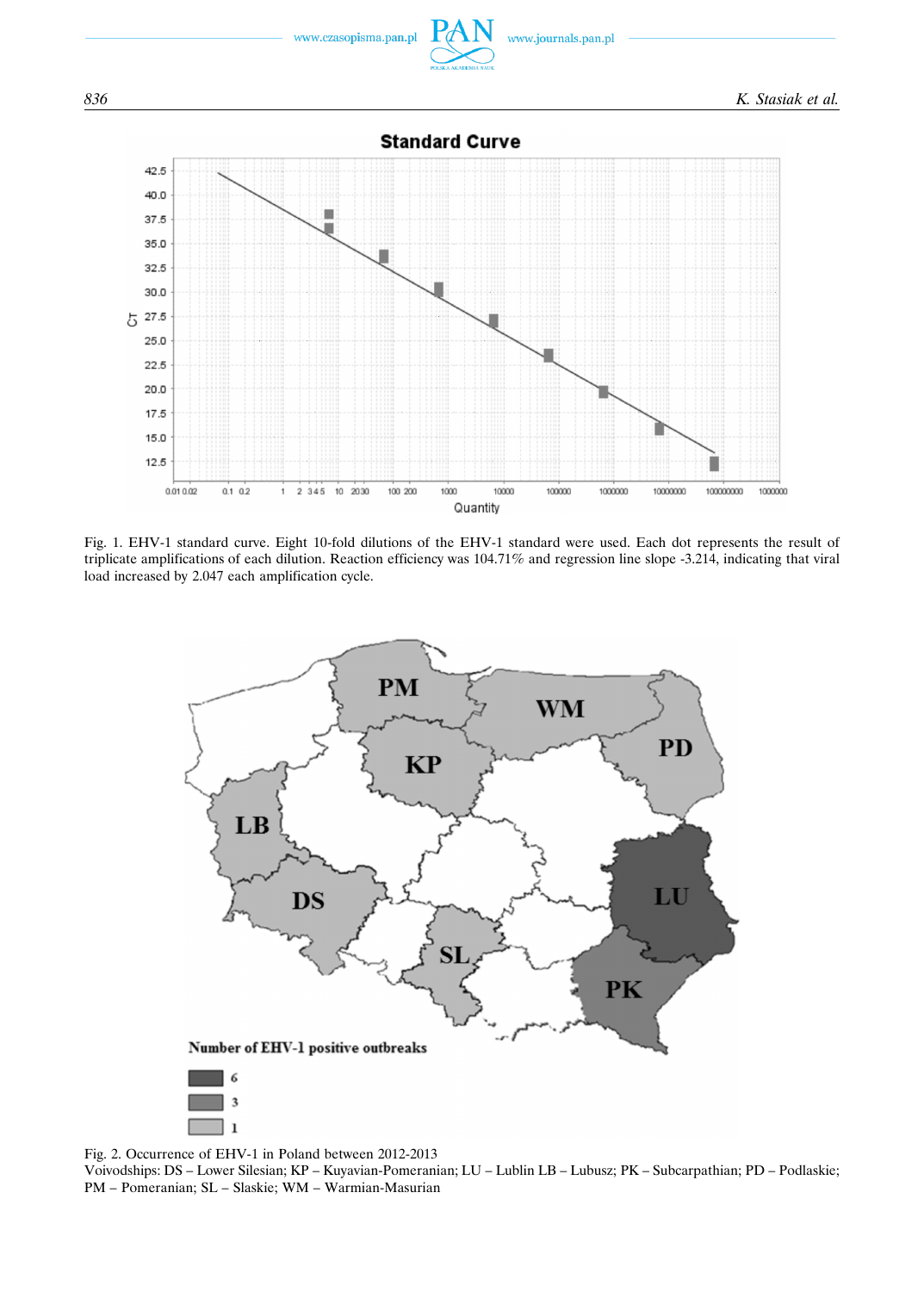Fig. 1. EHV-1 standard curve. Eight 10-fold dilutions of the EHV-1 standard were used. Each dot represents the result of triplicate amplifications of each dilution. Reaction efficiency was 104.71% and regression line slope -3.214, indicating that viral load increased by 2.047 each amplification cycle.

Fig. 2. Occurrence of EHV-1 in Poland between 2012-2013
Voivodships: DS – Lower Silesian; KP – Kuyavian-Pomeranian; LU – Lublin LB – Lubusz; PK – Subcarpathian; PD – Podlaskie; PM – Pomeranian; SL – Slaskie; WM – Warmian-Masurian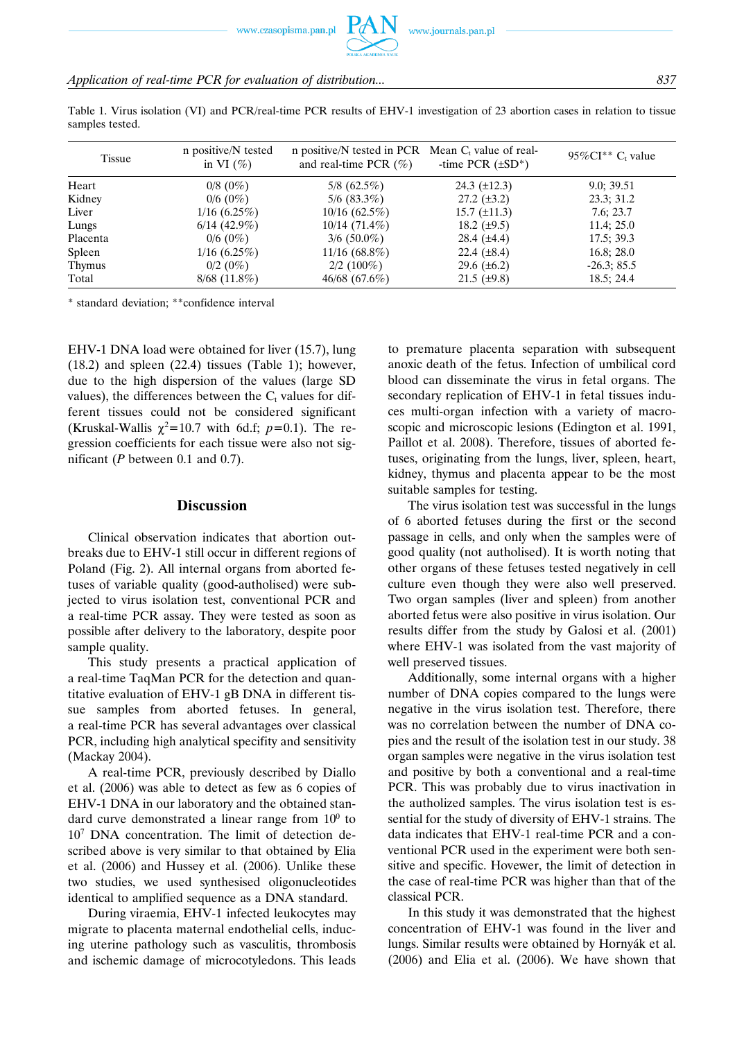Table 1. Virus isolation (VI) and PCR/real-time PCR results of EHV-1 investigation of 23 abortion cases in relation to tissue samples tested.

| Tissue | n positive/N tested in VI (%) | n positive/N tested in PCR and real-time PCR (%) | Mean $C_t$ value of real-time PCR (±SD*) | 95%CI** $C_t$ value |
|---|---|---|---|---|
| Heart | 0/8 (0%) | 5/8 (62.5%) | 24.3 (±12.3) | 9.0; 39.51 |
| Kidney | 0/6 (0%) | 5/6 (83.3%) | 27.2 (±3.2) | 23.3; 31.2 |
| Liver | 1/16 (6.25%) | 10/16 (62.5%) | 15.7 (±11.3) | 7.6; 23.7 |
| Lungs | 6/14 (42.9%) | 10/14 (71.4%) | 18.2 (±9.5) | 11.4; 25.0 |
| Placenta | 0/6 (0%) | 3/6 (50.0%) | 28.4 (±4.4) | 17.5; 39.3 |
| Spleen | 1/16 (6.25%) | 11/16 (68.8%) | 22.4 (±8.4) | 16.8; 28.0 |
| Thymus | 0/2 (0%) | 2/2 (100%) | 29.6 (±6.2) | -26.3; 85.5 |
| Total | 8/68 (11.8%) | 46/68 (67.6%) | 21.5 (±9.8) | 18.5; 24.4 |

\* standard deviation; **confidence interval

EHV-1 DNA load were obtained for liver (15.7), lung (18.2) and spleen (22.4) tissues (Table 1); however, due to the high dispersion of the values (large SD values), the differences between the $C_t$ values for different tissues could not be considered significant (Kruskal-Wallis $\chi^2$=10.7 with 6d.f; $p$=0.1). The regression coefficients for each tissue were also not significant ($P$ between 0.1 and 0.7).

## Discussion

Clinical observation indicates that abortion outbreaks due to EHV-1 still occur in different regions of Poland (Fig. 2). All internal organs from aborted fetuses of variable quality (good-autholised) were subjected to virus isolation test, conventional PCR and a real-time PCR assay. They were tested as soon as possible after delivery to the laboratory, despite poor sample quality.

This study presents a practical application of a real-time TaqMan PCR for the detection and quantitative evaluation of EHV-1 gB DNA in different tissue samples from aborted fetuses. In general, a real-time PCR has several advantages over classical PCR, including high analytical specifity and sensitivity (Mackay 2004).

A real-time PCR, previously described by Diallo et al. (2006) was able to detect as few as 6 copies of EHV-1 DNA in our laboratory and the obtained standard curve demonstrated a linear range from $10^0$ to $10^7$ DNA concentration. The limit of detection described above is very similar to that obtained by Elia et al. (2006) and Hussey et al. (2006). Unlike these two studies, we used synthesised oligonucleotides identical to amplified sequence as a DNA standard.

During viraemia, EHV-1 infected leukocytes may migrate to placenta maternal endothelial cells, inducing uterine pathology such as vasculitis, thrombosis and ischemic damage of microcotyledons. This leads to premature placenta separation with subsequent anoxic death of the fetus. Infection of umbilical cord blood can disseminate the virus in fetal organs. The secondary replication of EHV-1 in fetal tissues induces multi-organ infection with a variety of macroscopic and microscopic lesions (Edington et al. 1991, Paillot et al. 2008). Therefore, tissues of aborted fetuses, originating from the lungs, liver, spleen, heart, kidney, thymus and placenta appear to be the most suitable samples for testing.

The virus isolation test was successful in the lungs of 6 aborted fetuses during the first or the second passage in cells, and only when the samples were of good quality (not autholised). It is worth noting that other organs of these fetuses tested negatively in cell culture even though they were also well preserved. Two organ samples (liver and spleen) from another aborted fetus were also positive in virus isolation. Our results differ from the study by Galosi et al. (2001) where EHV-1 was isolated from the vast majority of well preserved tissues.

Additionally, some internal organs with a higher number of DNA copies compared to the lungs were negative in the virus isolation test. Therefore, there was no correlation between the number of DNA copies and the result of the isolation test in our study. 38 organ samples were negative in the virus isolation test and positive by both a conventional and a real-time PCR. This was probably due to virus inactivation in the autholized samples. The virus isolation test is essential for the study of diversity of EHV-1 strains. The data indicates that EHV-1 real-time PCR and a conventional PCR used in the experiment were both sensitive and specific. However, the limit of detection in the case of real-time PCR was higher than that of the classical PCR.

In this study it was demonstrated that the highest concentration of EHV-1 was found in the liver and lungs. Similar results were obtained by Hornyák et al. (2006) and Elia et al. (2006). We have shown that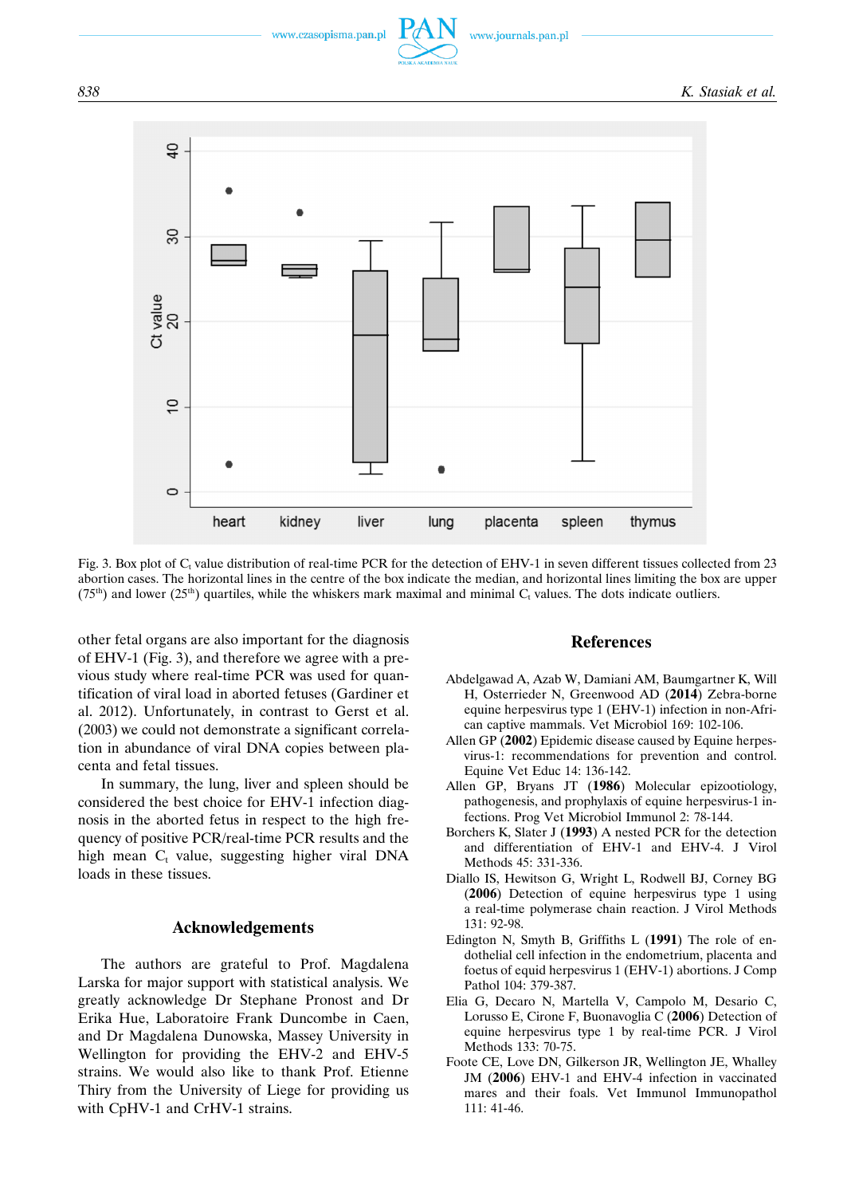Fig. 3. Box plot of $C_t$ value distribution of real-time PCR for the detection of EHV-1 in seven different tissues collected from 23 abortion cases. The horizontal lines in the centre of the box indicate the median, and horizontal lines limiting the box are upper ($75^{th}$) and lower ($25^{th}$) quartiles, while the whiskers mark maximal and minimal $C_t$ values. The dots indicate outliers.

other fetal organs are also important for the diagnosis of EHV-1 (Fig. 3), and therefore we agree with a previous study where real-time PCR was used for quantification of viral load in aborted fetuses (Gardiner et al. 2012). Unfortunately, in contrast to Gerst et al. (2003) we could not demonstrate a significant correlation in abundance of viral DNA copies between placenta and fetal tissues.

In summary, the lung, liver and spleen should be considered the best choice for EHV-1 infection diagnosis in the aborted fetus in respect to the high frequency of positive PCR/real-time PCR results and the high mean $C_t$ value, suggesting higher viral DNA loads in these tissues.

## Acknowledgements

The authors are grateful to Prof. Magdalena Larska for major support with statistical analysis. We greatly acknowledge Dr Stephane Pronost and Dr Erika Hue, Laboratoire Frank Duncombe in Caen, and Dr Magdalena Dunowska, Massey University in Wellington for providing the EHV-2 and EHV-5 strains. We would also like to thank Prof. Etienne Thiry from the University of Liege for providing us with CpHV-1 and CrHV-1 strains.

## References

Abdelgawad A, Azab W, Damiani AM, Baumgartner K, Will H, Osterrieder N, Greenwood AD (**2014**) Zebra-borne equine herpesvirus type 1 (EHV-1) infection in non-African captive mammals. Vet Microbiol 169: 102-106.

Allen GP (**2002**) Epidemic disease caused by Equine herpesvirus-1: recommendations for prevention and control. Equine Vet Educ 14: 136-142.

Allen GP, Bryans JT (**1986**) Molecular epizootiology, pathogenesis, and prophylaxis of equine herpesvirus-1 infections. Prog Vet Microbiol Immunol 2: 78-144.

Borchers K, Slater J (**1993**) A nested PCR for the detection and differentiation of EHV-1 and EHV-4. J Virol Methods 45: 331-336.

Diallo IS, Hewitson G, Wright L, Rodwell BJ, Corney BG (**2006**) Detection of equine herpesvirus type 1 using a real-time polymerase chain reaction. J Virol Methods 131: 92-98.

Edington N, Smyth B, Griffiths L (**1991**) The role of endothelial cell infection in the endometrium, placenta and foetus of equid herpesvirus 1 (EHV-1) abortions. J Comp Pathol 104: 379-387.

Elia G, Decaro N, Martella V, Campolo M, Desario C, Lorusso E, Cirone F, Buonavoglia C (**2006**) Detection of equine herpesvirus type 1 by real-time PCR. J Virol Methods 133: 70-75.

Foote CE, Love DN, Gilkerson JR, Wellington JE, Whalley JM (**2006**) EHV-1 and EHV-4 infection in vaccinated mares and their foals. Vet Immunol Immunopathol 111: 41-46.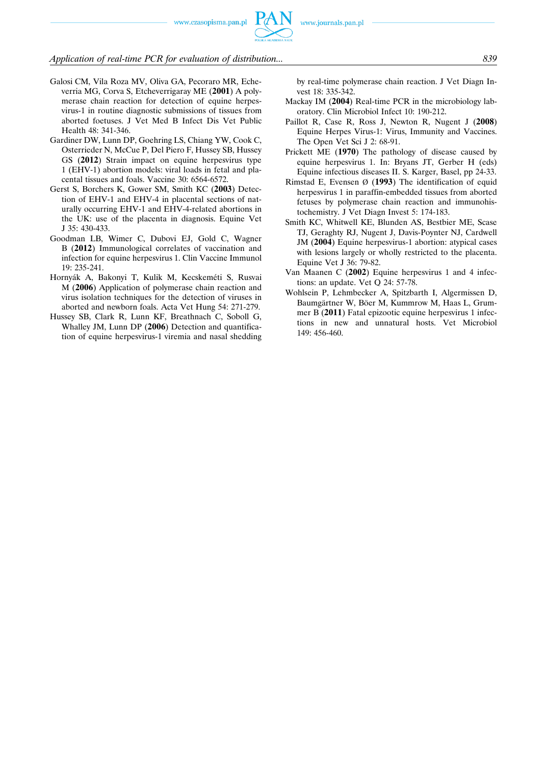Galosi CM, Vila Roza MV, Oliva GA, Pecoraro MR, Echeverria MG, Corva S, Etcheverrigaray ME (**2001**) A polymerase chain reaction for detection of equine herpesvirus-1 in routine diagnostic submissions of tissues from aborted foetuses. J Vet Med B Infect Dis Vet Public Health 48: 341-346.

Gardiner DW, Lunn DP, Goehring LS, Chiang YW, Cook C, Osterrieder N, McCue P, Del Piero F, Hussey SB, Hussey GS (**2012**) Strain impact on equine herpesvirus type 1 (EHV-1) abortion models: viral loads in fetal and placental tissues and foals. Vaccine 30: 6564-6572.

Gerst S, Borchers K, Gower SM, Smith KC (**2003**) Detection of EHV-1 and EHV-4 in placental sections of naturally occurring EHV-1 and EHV-4-related abortions in the UK: use of the placenta in diagnosis. Equine Vet J 35: 430-433.

Goodman LB, Wimer C, Dubovi EJ, Gold C, Wagner B (**2012**) Immunological correlates of vaccination and infection for equine herpesvirus 1. Clin Vaccine Immunol 19: 235-241.

Hornyák A, Bakonyi T, Kulik M, Kecskeméti S, Rusvai M (**2006**) Application of polymerase chain reaction and virus isolation techniques for the detection of viruses in aborted and newborn foals. Acta Vet Hung 54: 271-279.

Hussey SB, Clark R, Lunn KF, Breathnach C, Soboll G, Whalley JM, Lunn DP (**2006**) Detection and quantification of equine herpesvirus-1 viremia and nasal shedding by real-time polymerase chain reaction. J Vet Diagn Invest 18: 335-342.

Mackay IM (**2004**) Real-time PCR in the microbiology laboratory. Clin Microbiol Infect 10: 190-212.

Paillot R, Case R, Ross J, Newton R, Nugent J (**2008**) Equine Herpes Virus-1: Virus, Immunity and Vaccines. The Open Vet Sci J 2: 68-91.

Prickett ME (**1970**) The pathology of disease caused by equine herpesvirus 1. In: Bryans JT, Gerber H (eds) Equine infectious diseases II. S. Karger, Basel, pp 24-33.

Rimstad E, Evensen Ø (**1993**) The identification of equid herpesvirus 1 in paraffin-embedded tissues from aborted fetuses by polymerase chain reaction and immunohistochemistry. J Vet Diagn Invest 5: 174-183.

Smith KC, Whitwell KE, Blunden AS, Bestbier ME, Scase TJ, Geraghty RJ, Nugent J, Davis-Poynter NJ, Cardwell JM (**2004**) Equine herpesvirus-1 abortion: atypical cases with lesions largely or wholly restricted to the placenta. Equine Vet J 36: 79-82.

Van Maanen C (**2002**) Equine herpesvirus 1 and 4 infections: an update. Vet Q 24: 57-78.

Wohlsein P, Lehmbecker A, Spitzbarth I, Algermissen D, Baumgärtner W, Böer M, Kummrow M, Haas L, Grummer B (**2011**) Fatal epizootic equine herpesvirus 1 infections in new and unnatural hosts. Vet Microbiol 149: 456-460.